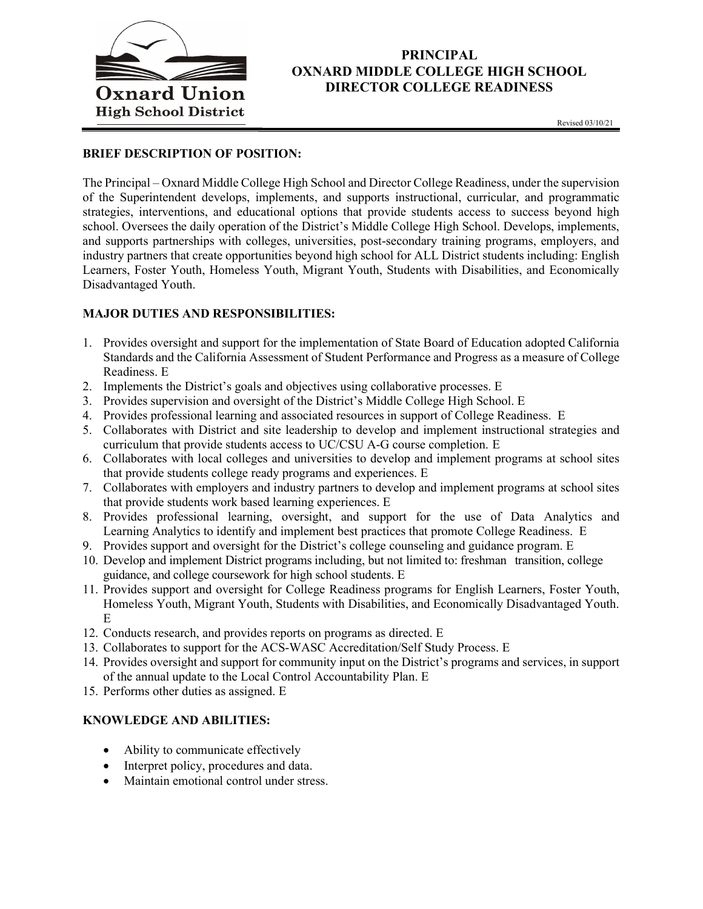Oxnard Union High School District

# PRINCIPAL
# OXNARD MIDDLE COLLEGE HIGH SCHOOL
# DIRECTOR COLLEGE READINESS

Revised 03/10/21

## BRIEF DESCRIPTION OF POSITION:

The Principal – Oxnard Middle College High School and Director College Readiness, under the supervision of the Superintendent develops, implements, and supports instructional, curricular, and programmatic strategies, interventions, and educational options that provide students access to success beyond high school. Oversees the daily operation of the District's Middle College High School. Develops, implements, and supports partnerships with colleges, universities, post-secondary training programs, employers, and industry partners that create opportunities beyond high school for ALL District students including: English Learners, Foster Youth, Homeless Youth, Migrant Youth, Students with Disabilities, and Economically Disadvantaged Youth.

## MAJOR DUTIES AND RESPONSIBILITIES:

1. Provides oversight and support for the implementation of State Board of Education adopted California Standards and the California Assessment of Student Performance and Progress as a measure of College Readiness. E
2. Implements the District's goals and objectives using collaborative processes. E
3. Provides supervision and oversight of the District's Middle College High School. E
4. Provides professional learning and associated resources in support of College Readiness. E
5. Collaborates with District and site leadership to develop and implement instructional strategies and curriculum that provide students access to UC/CSU A-G course completion. E
6. Collaborates with local colleges and universities to develop and implement programs at school sites that provide students college ready programs and experiences. E
7. Collaborates with employers and industry partners to develop and implement programs at school sites that provide students work based learning experiences. E
8. Provides professional learning, oversight, and support for the use of Data Analytics and Learning Analytics to identify and implement best practices that promote College Readiness. E
9. Provides support and oversight for the District's college counseling and guidance program. E
10. Develop and implement District programs including, but not limited to: freshman transition, college guidance, and college coursework for high school students. E
11. Provides support and oversight for College Readiness programs for English Learners, Foster Youth, Homeless Youth, Migrant Youth, Students with Disabilities, and Economically Disadvantaged Youth. E
12. Conducts research, and provides reports on programs as directed. E
13. Collaborates to support for the ACS-WASC Accreditation/Self Study Process. E
14. Provides oversight and support for community input on the District's programs and services, in support of the annual update to the Local Control Accountability Plan. E
15. Performs other duties as assigned. E

## KNOWLEDGE AND ABILITIES:

- Ability to communicate effectively
- Interpret policy, procedures and data.
- Maintain emotional control under stress.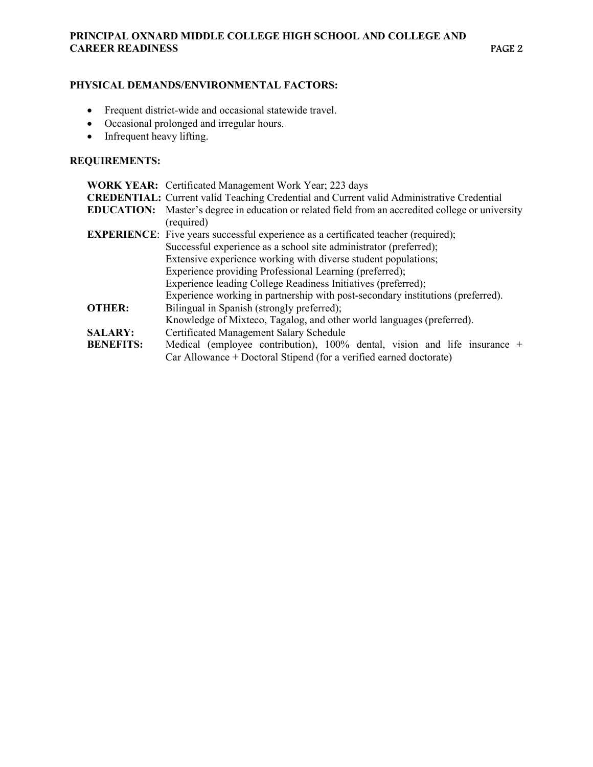## PHYSICAL DEMANDS/ENVIRONMENTAL FACTORS:

- Frequent district-wide and occasional statewide travel.
- Occasional prolonged and irregular hours.
- Infrequent heavy lifting.

## REQUIREMENTS:

| | |
|---|---|
| **WORK YEAR:** | Certificated Management Work Year; 223 days |
| **CREDENTIAL:** | Current valid Teaching Credential and Current valid Administrative Credential |
| **EDUCATION:** | Master's degree in education or related field from an accredited college or university (required) |
| **EXPERIENCE**: | Five years successful experience as a certificated teacher (required);<br>Successful experience as a school site administrator (preferred);<br>Extensive experience working with diverse student populations;<br>Experience providing Professional Learning (preferred);<br>Experience leading College Readiness Initiatives (preferred);<br>Experience working in partnership with post-secondary institutions (preferred). |
| **OTHER:** | Bilingual in Spanish (strongly preferred);<br>Knowledge of Mixteco, Tagalog, and other world languages (preferred). |
| **SALARY:** | Certificated Management Salary Schedule |
| **BENEFITS:** | Medical (employee contribution), 100% dental, vision and life insurance + Car Allowance + Doctoral Stipend (for a verified earned doctorate) |